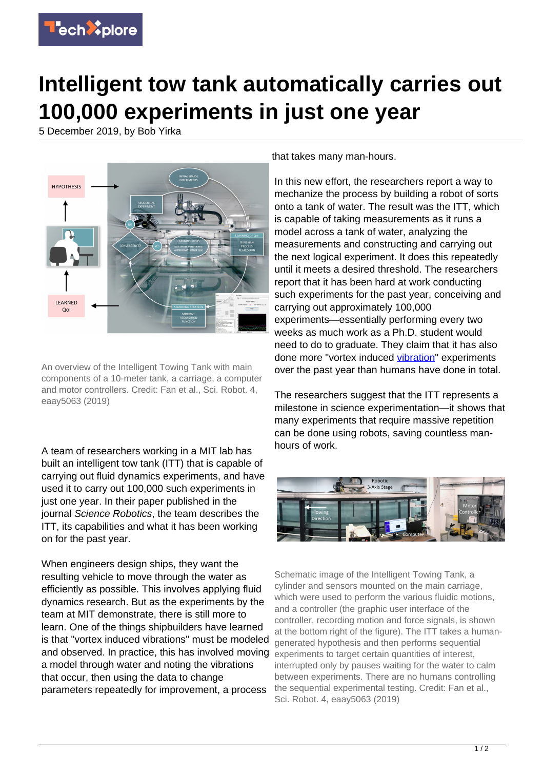# Intelligent tow tank automatically carries out 100,000 experiments in just one year

5 December 2019, by Bob Yirka

An overview of the Intelligent Towing Tank with main components of a 10-meter tank, a carriage, a computer and motor controllers. Credit: Fan et al., Sci. Robot. 4, eaay5063 (2019)

A team of researchers working in a MIT lab has built an intelligent tow tank (ITT) that is capable of carrying out fluid dynamics experiments, and have used it to carry out 100,000 such experiments in just one year. In their paper published in the journal *Science Robotics*, the team describes the ITT, its capabilities and what it has been working on for the past year.

When engineers design ships, they want the resulting vehicle to move through the water as efficiently as possible. This involves applying fluid dynamics research. But as the experiments by the team at MIT demonstrate, there is still more to learn. One of the things shipbuilders have learned is that "vortex induced vibrations" must be modeled and observed. In practice, this has involved moving a model through water and noting the vibrations that occur, then using the data to change parameters repeatedly for improvement, a process that takes many man-hours.

In this new effort, the researchers report a way to mechanize the process by building a robot of sorts onto a tank of water. The result was the ITT, which is capable of taking measurements as it runs a model across a tank of water, analyzing the measurements and constructing and carrying out the next logical experiment. It does this repeatedly until it meets a desired threshold. The researchers report that it has been hard at work conducting such experiments for the past year, conceiving and carrying out approximately 100,000 experiments—essentially performing every two weeks as much work as a Ph.D. student would need to do to graduate. They claim that it has also done more "vortex induced vibration" experiments over the past year than humans have done in total.

The researchers suggest that the ITT represents a milestone in science experimentation—it shows that many experiments that require massive repetition can be done using robots, saving countless man-hours of work.

Schematic image of the Intelligent Towing Tank, a cylinder and sensors mounted on the main carriage, which were used to perform the various fluidic motions, and a controller (the graphic user interface of the controller, recording motion and force signals, is shown at the bottom right of the figure). The ITT takes a human-generated hypothesis and then performs sequential experiments to target certain quantities of interest, interrupted only by pauses waiting for the water to calm between experiments. There are no humans controlling the sequential experimental testing. Credit: Fan et al., Sci. Robot. 4, eaay5063 (2019)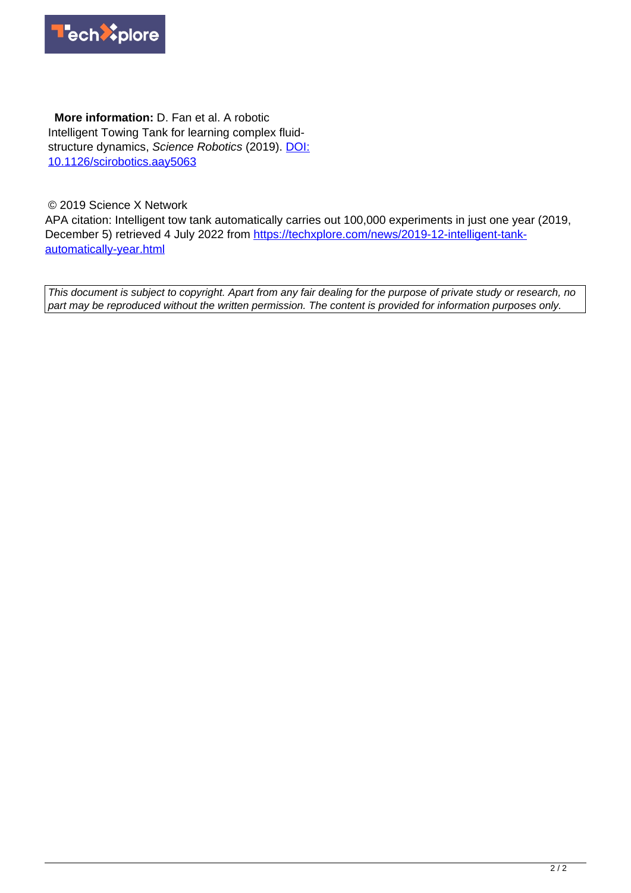**More information:** D. Fan et al. A robotic Intelligent Towing Tank for learning complex fluid-structure dynamics, *Science Robotics* (2019). [DOI: 10.1126/scirobotics.aay5063](https://dx.doi.org/10.1126/scirobotics.aay5063)

© 2019 Science X Network

APA citation: Intelligent tow tank automatically carries out 100,000 experiments in just one year (2019, December 5) retrieved 4 July 2022 from [https://techxplore.com/news/2019-12-intelligent-tank-automatically-year.html](https://techxplore.com/news/2019-12-intelligent-tank-automatically-year.html)

*This document is subject to copyright. Apart from any fair dealing for the purpose of private study or research, no part may be reproduced without the written permission. The content is provided for information purposes only.*